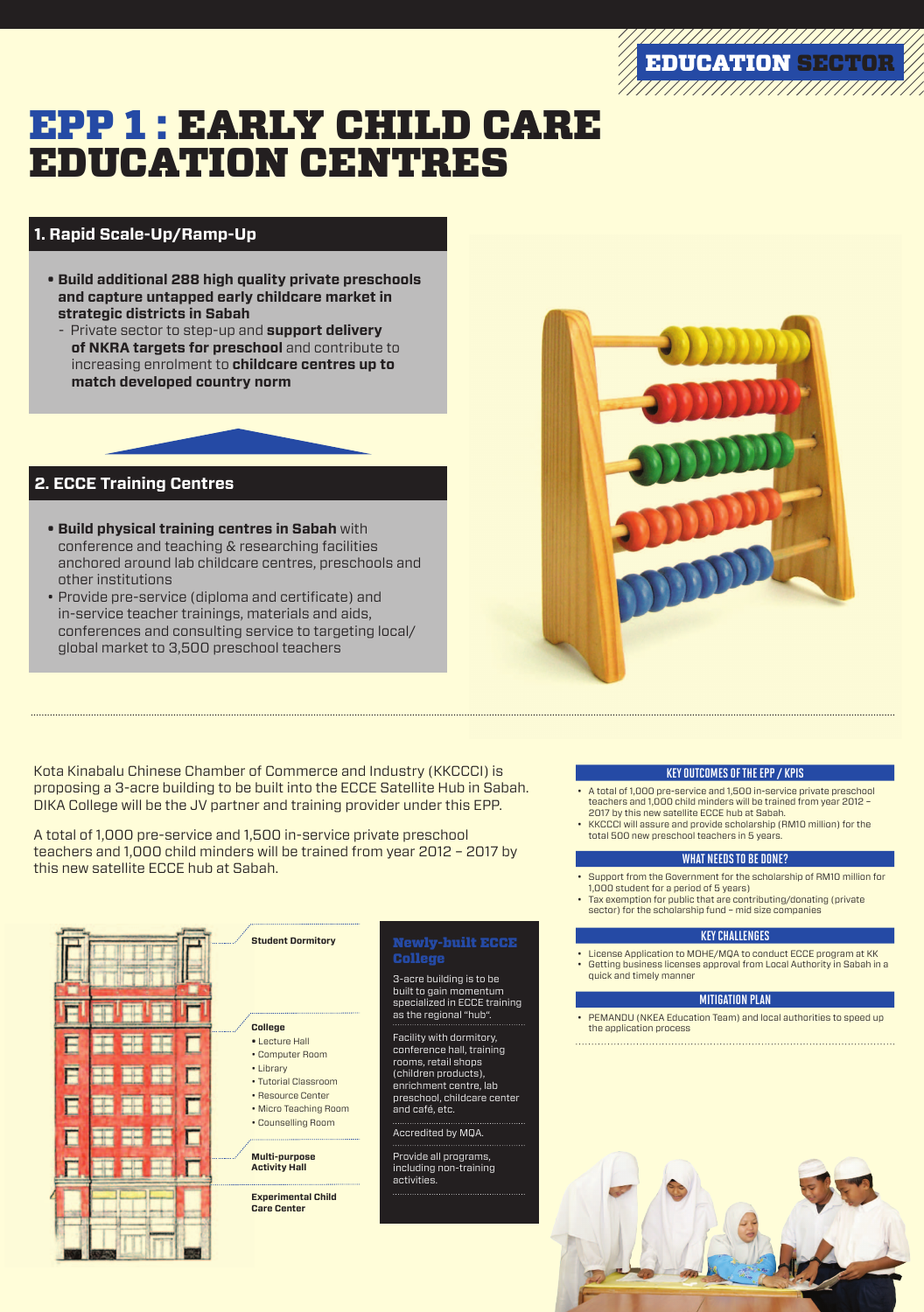EDUCATION SECTOR

# EPP 1 : EARLY CHILD CARE EDUCATION CENTRES

## 1. Rapid Scale-Up/Ramp-Up

- **Build additional 288 high quality private preschools and capture untapped early childcare market in strategic districts in Sabah**
  - Private sector to step-up and **support delivery of NKRA targets for preschool** and contribute to increasing enrolment to **childcare centres up to match developed country norm**

## 2. ECCE Training Centres

- **Build physical training centres in Sabah** with conference and teaching & researching facilities anchored around lab childcare centres, preschools and other institutions
- Provide pre-service (diploma and certificate) and in-service teacher trainings, materials and aids, conferences and consulting service to targeting local/ global market to 3,500 preschool teachers

Kota Kinabalu Chinese Chamber of Commerce and Industry (KKCCCI) is proposing a 3-acre building to be built into the ECCE Satellite Hub in Sabah. DIKA College will be the JV partner and training provider under this EPP.

A total of 1,000 pre-service and 1,500 in-service private preschool teachers and 1,000 child minders will be trained from year 2012 – 2017 by this new satellite ECCE hub at Sabah.

**Student Dormitory**

**College**
- Lecture Hall
- Computer Room
- Library
- Tutorial Classroom
- Resource Center
- Micro Teaching Room
- Counselling Room

**Multi-purpose Activity Hall**

**Experimental Child Care Center**

### Newly-built ECCE College

3-acre building is to be built to gain momentum specialized in ECCE training as the regional "hub".

Facility with dormitory, conference hall, training rooms, retail shops (children products), enrichment centre, lab preschool, childcare center and café, etc.

Accredited by MQA.

Provide all programs, including non-training activities.

### KEY OUTCOMES OF THE EPP / KPIS

- A total of 1,000 pre-service and 1,500 in-service private preschool teachers and 1,000 child minders will be trained from year 2012 – 2017 by this new satellite ECCE hub at Sabah.
- KKCCCI will assure and provide scholarship (RM10 million) for the total 500 new preschool teachers in 5 years.

### WHAT NEEDS TO BE DONE?

- Support from the Government for the scholarship of RM10 million for 1,000 student for a period of 5 years)
- Tax exemption for public that are contributing/donating (private sector) for the scholarship fund – mid size companies

### KEY CHALLENGES

- License Application to MOHE/MQA to conduct ECCE program at KK
- Getting business licenses approval from Local Authority in Sabah in a quick and timely manner

### MITIGATION PLAN

- PEMANDU (NKEA Education Team) and local authorities to speed up the application process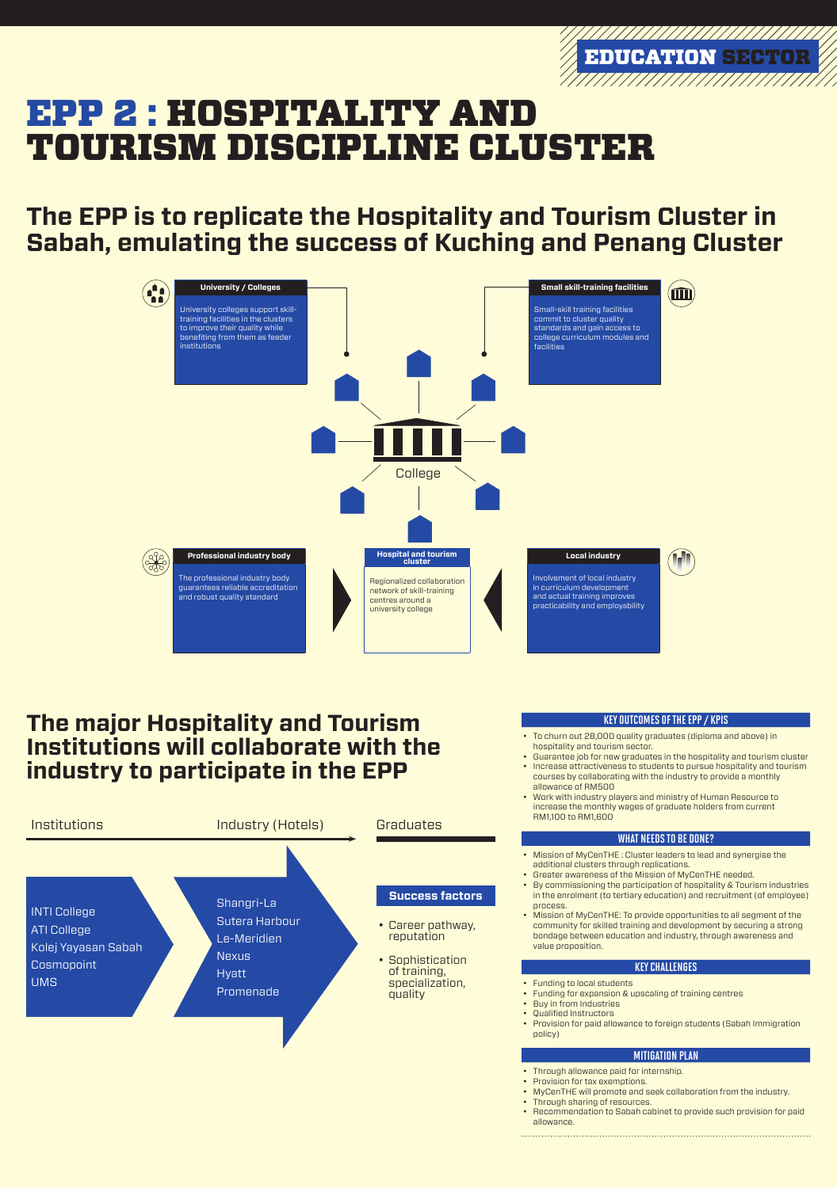EDUCATION SECTOR

# EPP 2 : HOSPITALITY AND TOURISM DISCIPLINE CLUSTER

## The EPP is to replicate the Hospitality and Tourism Cluster in Sabah, emulating the success of Kuching and Penang Cluster

**University / Colleges**

University colleges support skill-training facilities in the clusters to improve their quality while benefiting from them as feeder institutions

**Small skill-training facilities**

Small-skill training facilities commit to cluster quality standards and gain access to college curriculum modules and facilities

College

**Professional industry body**

The professional industry body guarantees reliable accreditation and robust quality standard

**Hospital and tourism cluster**

Regionalized collaboration network of skill-training centres around a university college

**Local industry**

Involvement of local industry in curriculum development and actual training improves practicability and employability

## The major Hospitality and Tourism Institutions will collaborate with the industry to participate in the EPP

| Institutions | Industry (Hotels) | Graduates |
|---|---|---|
| INTI College<br>ATI College<br>Kolej Yayasan Sabah<br>Cosmopoint<br>UMS | Shangri-La<br>Sutera Harbour<br>Le-Meridien<br>Nexus<br>Hyatt<br>Promenade | |

**Success factors**

- Career pathway, reputation
- Sophistication of training, specialization, quality

### KEY OUTCOMES OF THE EPP / KPIS

- To churn out 28,000 quality graduates (diploma and above) in hospitality and tourism sector.
- Guarantee job for new graduates in the hospitality and tourism cluster
- Increase attractiveness to students to pursue hospitality and tourism courses by collaborating with the industry to provide a monthly allowance of RM500
- Work with industry players and ministry of Human Resource to increase the monthly wages of graduate holders from current RM1,100 to RM1,600

### WHAT NEEDS TO BE DONE?

- Mission of MyCenTHE : Cluster leaders to lead and synergise the additional clusters through replications.
- Greater awareness of the Mission of MyCenTHE needed.
- By commissioning the participation of hospitality & Tourism industries in the enrolment (to tertiary education) and recruitment (of employee) process.
- Mission of MyCenTHE: To provide opportunities to all segment of the community for skilled training and development by securing a strong bondage between education and industry, through awareness and value proposition.

### KEY CHALLENGES

- Funding to local students
- Funding for expansion & upscaling of training centres
- Buy in from Industries
- Qualified Instructors
- Provision for paid allowance to foreign students (Sabah Immigration policy)

### MITIGATION PLAN

- Through allowance paid for internship.
- Provision for tax exemptions.
- MyCenTHE will promote and seek collaboration from the industry.
- Through sharing of resources.
- Recommendation to Sabah cabinet to provide such provision for paid allowance.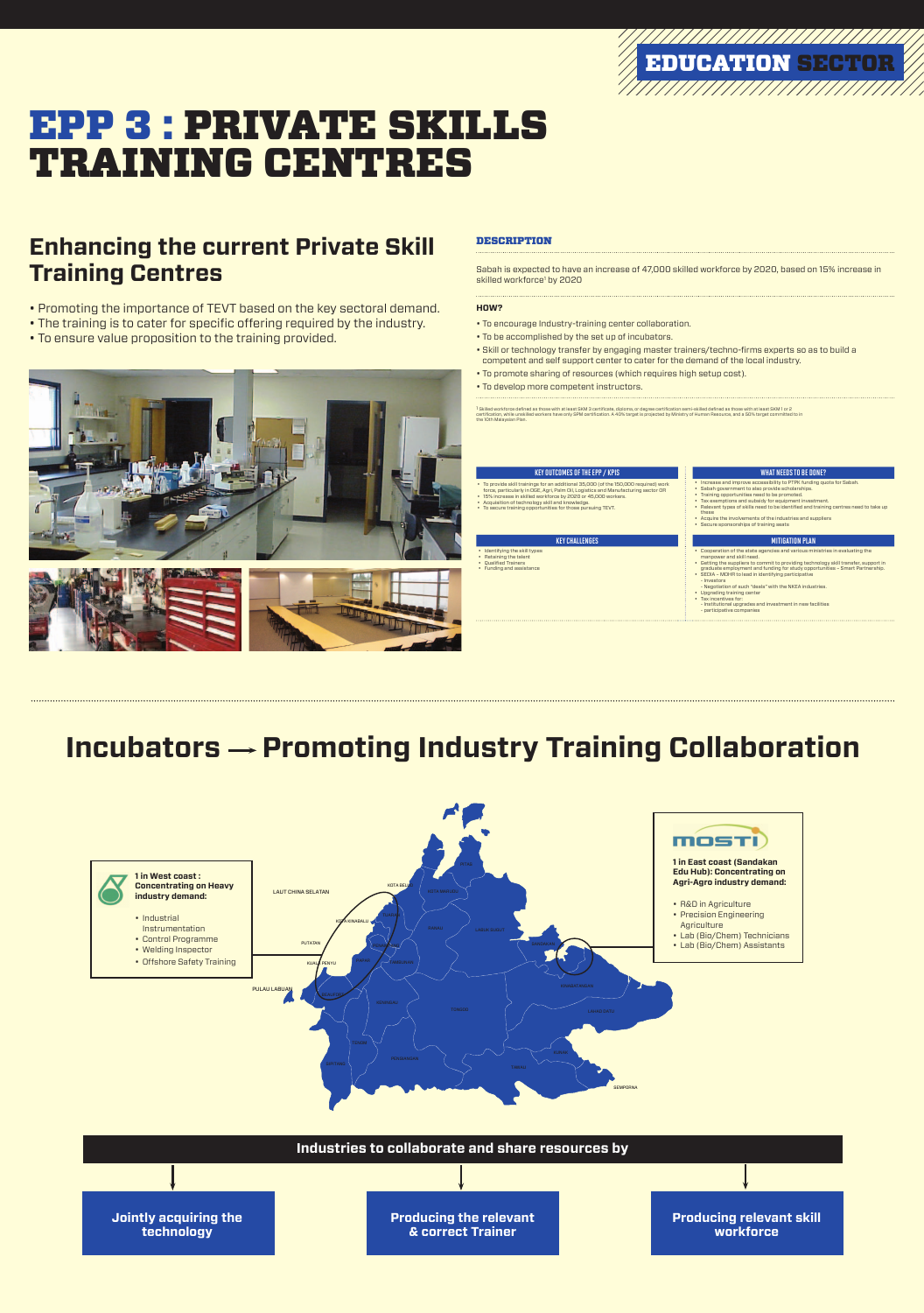EDUCATION SECTOR

# EPP 3 : PRIVATE SKILLS TRAINING CENTRES

## Enhancing the current Private Skill Training Centres

- Promoting the importance of TEVT based on the key sectoral demand.
- The training is to cater for specific offering required by the industry.
- To ensure value proposition to the training provided.

### DESCRIPTION

Sabah is expected to have an increase of 47,000 skilled workforce by 2020, based on 15% increase in skilled workforce[1] by 2020

**HOW?**

- To encourage Industry-training center collaboration.
- To be accomplished by the set up of incubators.
- Skill or technology transfer by engaging master trainers/techno-firms experts so as to build a competent and self support center to cater for the demand of the local industry.
- To promote sharing of resources (which requires high setup cost).
- To develop more competent instructors.

[1] Skilled workforce defined as those with at least SKM 3 certificate, diploma, or degree certification semi-skilled defined as those with at least SKM 1 or 2 certification, while unskilled workers have only SPM certification. A 40% target is projected by Ministry of Human Resource, and a 50% target committed to in the 10th Malaysian Plan.

**KEY OUTCOMES OF THE EPP / KPIS**

- To provide skill trainings for an additional 35,000 (of the 150,000 required) work force, particularly in O&E, Agri, Palm Oil, Logistics and Manufacturing sector OR
- 15% increase in skilled workforce by 2020 or 45,000 workers.
- Acquisition of technology skill and knowledge.
- To secure training opportunities for those pursuing TEVT.

**KEY CHALLENGES**

- Identifying the skill types
- Retaining the talent
- Qualified Trainers
- Funding and assistance

**WHAT NEEDS TO BE DONE?**

- Increase and improve accessibility to PTPK funding quota for Sabah.
- Sabah government to also provide scholarships.
- Training opportunities need to be promoted.
- Tax exemptions and subsidy for equipment investment.
- Relevant types of skills need to be identified and training centres need to take up these
- Acquire the involvements of the industries and suppliers
- Secure sponsorships of training seats

**MITIGATION PLAN**

- Cooperation of the state agencies and various ministries in evaluating the manpower and skill need.
- Getting the suppliers to commit to providing technology skill transfer, support in graduate employment and funding for study opportunities – Smart Partnership.
- SEDIA – MOHR to lead in identifying participative
  - Investors
  - Negotiation of such "deals" with the NKEA industries.
- Upgrading training center
- Tax incentives for:
  - Institutional upgrades and investment in new facilities
  - participative companies

## Incubators → Promoting Industry Training Collaboration

**1 in West coast : Concentrating on Heavy industry demand:**

- Industrial Instrumentation
- Control Programme
- Welding Inspector
- Offshore Safety Training

MOSTI

**1 in East coast (Sandakan Edu Hub): Concentrating on Agri-Agro industry demand:**

- R&D in Agriculture
- Precision Engineering Agriculture
- Lab (Bio/Chem) Technicians
- Lab (Bio/Chem) Assistants

**Industries to collaborate and share resources by**

- Jointly acquiring the technology
- Producing the relevant & correct Trainer
- Producing relevant skill workforce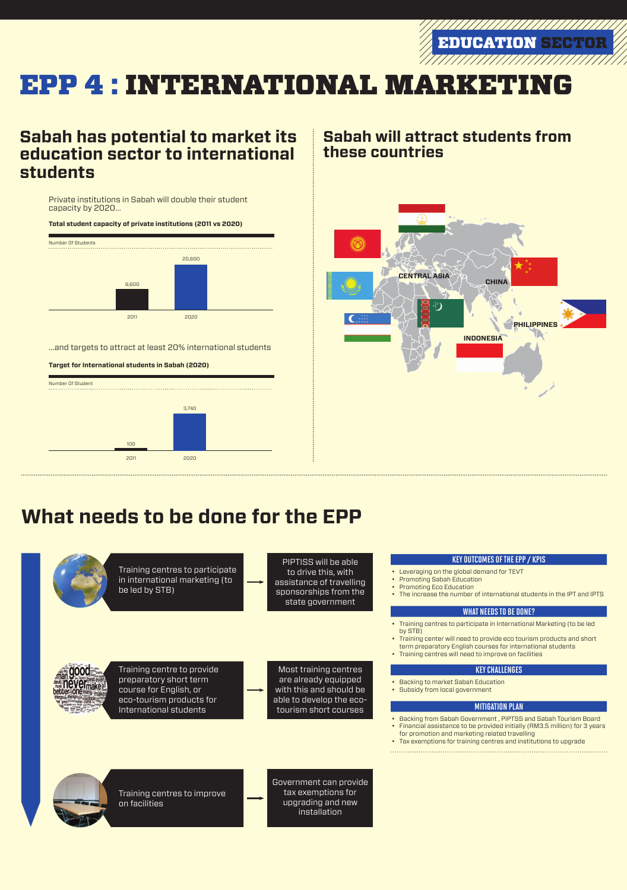EDUCATION SECTOR

# EPP 4 : INTERNATIONAL MARKETING

## Sabah has potential to market its education sector to international students

Private institutions in Sabah will double their student capacity by 2020...

**Total student capacity of private institutions (2011 vs 2020)**

Number Of Students

9,600
20,600
2011
2020

...and targets to attract at least 20% international students

**Target for International students in Sabah (2020)**

Number Of Student

100
3,740
2011
2020

## Sabah will attract students from these countries

CENTRAL ASIA
CHINA
PHILIPPINES
INDONESIA

## What needs to be done for the EPP

Training centres to participate in international marketing (to be led by STB) → PIPTISS will be able to drive this, with assistance of travelling sponsorships from the state government

Training centre to provide preparatory short term course for English, or eco-tourism products for International students → Most training centres are already equipped with this and should be able to develop the eco-tourism short courses

Training centres to improve on facilities → Government can provide tax exemptions for upgrading and new installation

### KEY OUTCOMES OF THE EPP / KPIS

- Leveraging on the global demand for TEVT
- Promoting Sabah Education
- Promoting Eco Education
- The increase the number of international students in the IPT and IPTS

### WHAT NEEDS TO BE DONE?

- Training centres to participate in International Marketing (to be led by STB)
- Training center will need to provide eco tourism products and short term preparatory English courses for international students
- Training centres will need to improve on facilities

### KEY CHALLENGES

- Backing to market Sabah Education
- Subsidy from local government

### MITIGATION PLAN

- Backing from Sabah Government , PIPTSS and Sabah Tourism Board
- Financial assistance to be provided initially (RM3.5 million) for 3 years for promotion and marketing related travelling
- Tax exemptions for training centres and institutions to upgrade